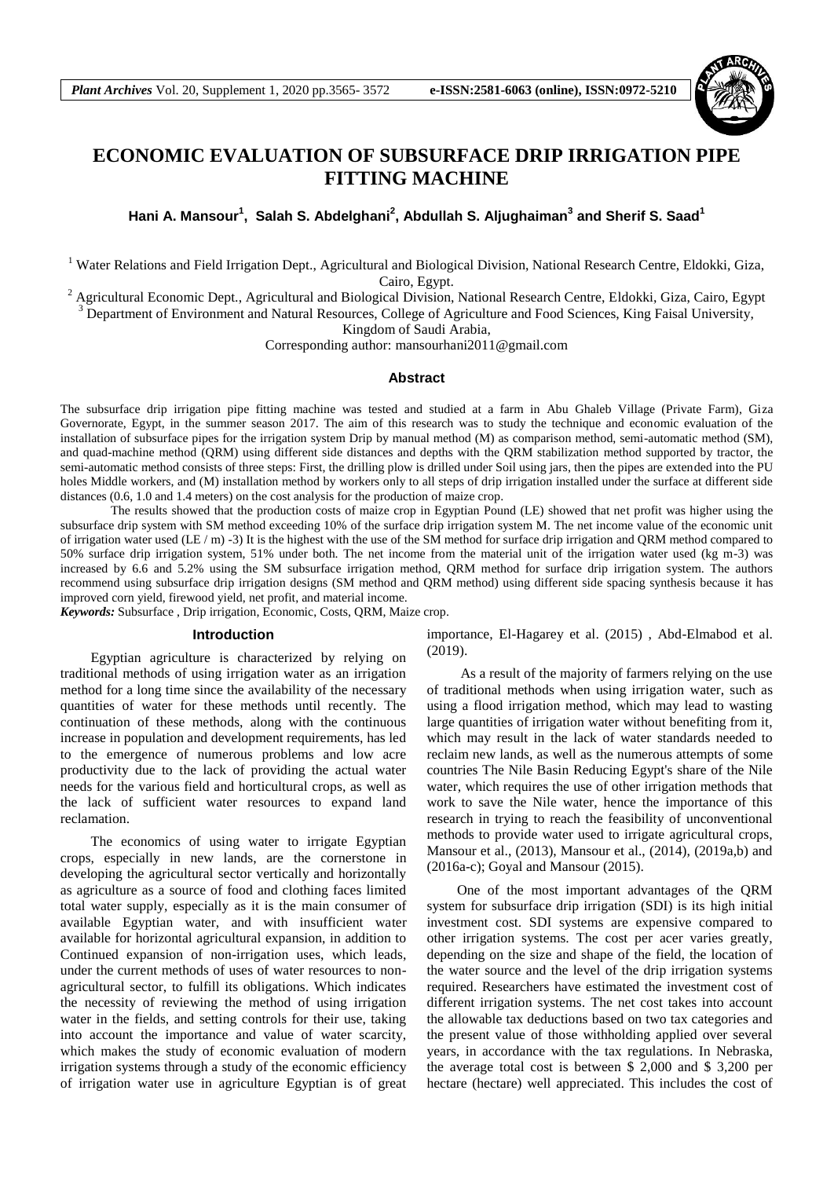# ECONOMIC EVALUATION OF SUBSURFACE DRIP IRRIGATION PIPE FITTING MACHINE

**Hani A. Mansour[1], Salah S. Abdelghani[2], Abdullah S. Aljughaiman[3] and Sherif S. Saad[1]**

[1] Water Relations and Field Irrigation Dept., Agricultural and Biological Division, National Research Centre, Eldokki, Giza, Cairo, Egypt.

[2] Agricultural Economic Dept., Agricultural and Biological Division, National Research Centre, Eldokki, Giza, Cairo, Egypt

[3] Department of Environment and Natural Resources, College of Agriculture and Food Sciences, King Faisal University, Kingdom of Saudi Arabia,

Corresponding author: mansourhani2011@gmail.com

## Abstract

The subsurface drip irrigation pipe fitting machine was tested and studied at a farm in Abu Ghaleb Village (Private Farm), Giza Governorate, Egypt, in the summer season 2017. The aim of this research was to study the technique and economic evaluation of the installation of subsurface pipes for the irrigation system Drip by manual method (M) as comparison method, semi-automatic method (SM), and quad-machine method (QRM) using different side distances and depths with the QRM stabilization method supported by tractor, the semi-automatic method consists of three steps: First, the drilling plow is drilled under Soil using jars, then the pipes are extended into the PU holes Middle workers, and (M) installation method by workers only to all steps of drip irrigation installed under the surface at different side distances (0.6, 1.0 and 1.4 meters) on the cost analysis for the production of maize crop.

The results showed that the production costs of maize crop in Egyptian Pound (LE) showed that net profit was higher using the subsurface drip system with SM method exceeding 10% of the surface drip irrigation system M. The net income value of the economic unit of irrigation water used (LE / m) -3) It is the highest with the use of the SM method for surface drip irrigation and QRM method compared to 50% surface drip irrigation system, 51% under both. The net income from the material unit of the irrigation water used (kg m-3) was increased by 6.6 and 5.2% using the SM subsurface irrigation method, QRM method for surface drip irrigation system. The authors recommend using subsurface drip irrigation designs (SM method and QRM method) using different side spacing synthesis because it has improved corn yield, firewood yield, net profit, and material income.

***Keywords:*** Subsurface , Drip irrigation, Economic, Costs, QRM, Maize crop.

## Introduction

Egyptian agriculture is characterized by relying on traditional methods of using irrigation water as an irrigation method for a long time since the availability of the necessary quantities of water for these methods until recently. The continuation of these methods, along with the continuous increase in population and development requirements, has led to the emergence of numerous problems and low acre productivity due to the lack of providing the actual water needs for the various field and horticultural crops, as well as the lack of sufficient water resources to expand land reclamation.

The economics of using water to irrigate Egyptian crops, especially in new lands, are the cornerstone in developing the agricultural sector vertically and horizontally as agriculture as a source of food and clothing faces limited total water supply, especially as it is the main consumer of available Egyptian water, and with insufficient water available for horizontal agricultural expansion, in addition to Continued expansion of non-irrigation uses, which leads, under the current methods of uses of water resources to non-agricultural sector, to fulfill its obligations. Which indicates the necessity of reviewing the method of using irrigation water in the fields, and setting controls for their use, taking into account the importance and value of water scarcity, which makes the study of economic evaluation of modern irrigation systems through a study of the economic efficiency of irrigation water use in agriculture Egyptian is of great importance, El-Hagarey et al. (2015) , Abd-Elmabod et al. (2019).

As a result of the majority of farmers relying on the use of traditional methods when using irrigation water, such as using a flood irrigation method, which may lead to wasting large quantities of irrigation water without benefiting from it, which may result in the lack of water standards needed to reclaim new lands, as well as the numerous attempts of some countries The Nile Basin Reducing Egypt's share of the Nile water, which requires the use of other irrigation methods that work to save the Nile water, hence the importance of this research in trying to reach the feasibility of unconventional methods to provide water used to irrigate agricultural crops, Mansour et al., (2013), Mansour et al., (2014), (2019a,b) and (2016a-c); Goyal and Mansour (2015).

One of the most important advantages of the QRM system for subsurface drip irrigation (SDI) is its high initial investment cost. SDI systems are expensive compared to other irrigation systems. The cost per acer varies greatly, depending on the size and shape of the field, the location of the water source and the level of the drip irrigation systems required. Researchers have estimated the investment cost of different irrigation systems. The net cost takes into account the allowable tax deductions based on two tax categories and the present value of those withholding applied over several years, in accordance with the tax regulations. In Nebraska, the average total cost is between $ 2,000 and $ 3,200 per hectare (hectare) well appreciated. This includes the cost of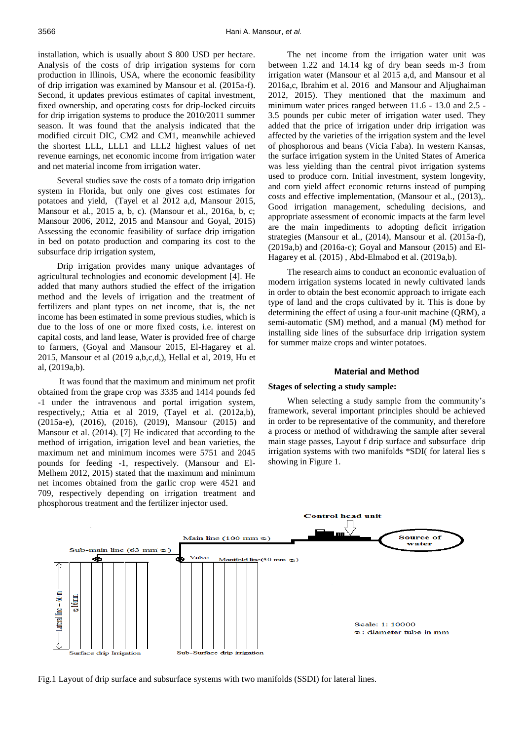installation, which is usually about $ 800 USD per hectare. Analysis of the costs of drip irrigation systems for corn production in Illinois, USA, where the economic feasibility of drip irrigation was examined by Mansour et al. (2015a-f). Second, it updates previous estimates of capital investment, fixed ownership, and operating costs for drip-locked circuits for drip irrigation systems to produce the 2010/2011 summer season. It was found that the analysis indicated that the modified circuit DIC, CM2 and CM1, meanwhile achieved the shortest LLL, LLL1 and LLL2 highest values of net revenue earnings, net economic income from irrigation water and net material income from irrigation water.

Several studies save the costs of a tomato drip irrigation system in Florida, but only one gives cost estimates for potatoes and yield, (Tayel et al 2012 a,d, Mansour 2015, Mansour et al., 2015 a, b, c). (Mansour et al., 2016a, b, c; Mansour 2006, 2012, 2015 and Mansour and Goyal, 2015) Assessing the economic feasibility of surface drip irrigation in bed on potato production and comparing its cost to the subsurface drip irrigation system,

Drip irrigation provides many unique advantages of agricultural technologies and economic development [4]. He added that many authors studied the effect of the irrigation method and the levels of irrigation and the treatment of fertilizers and plant types on net income, that is, the net income has been estimated in some previous studies, which is due to the loss of one or more fixed costs, i.e. interest on capital costs, and land lease, Water is provided free of charge to farmers, (Goyal and Mansour 2015, El-Hagarey et al. 2015, Mansour et al (2019 a,b,c,d,), Hellal et al, 2019, Hu et al, (2019a,b).

It was found that the maximum and minimum net profit obtained from the grape crop was 3335 and 1414 pounds fed -1 under the intravenous and portal irrigation system, respectively,; Attia et al 2019, (Tayel et al. (2012a,b), (2015a-e), (2016), (2016), (2019), Mansour (2015) and Mansour et al. (2014). [7] He indicated that according to the method of irrigation, irrigation level and bean varieties, the maximum net and minimum incomes were 5751 and 2045 pounds for feeding -1, respectively. (Mansour and El-Melhem 2012, 2015) stated that the maximum and minimum net incomes obtained from the garlic crop were 4521 and 709, respectively depending on irrigation treatment and phosphorous treatment and the fertilizer injector used.

The net income from the irrigation water unit was between 1.22 and 14.14 kg of dry bean seeds m-3 from irrigation water (Mansour et al 2015 a,d, and Mansour et al 2016a,c, Ibrahim et al. 2016 and Mansour and Aljughaiman 2012, 2015). They mentioned that the maximum and minimum water prices ranged between 11.6 - 13.0 and 2.5 - 3.5 pounds per cubic meter of irrigation water used. They added that the price of irrigation under drip irrigation was affected by the varieties of the irrigation system and the level of phosphorous and beans (Vicia Faba). In western Kansas, the surface irrigation system in the United States of America was less yielding than the central pivot irrigation systems used to produce corn. Initial investment, system longevity, and corn yield affect economic returns instead of pumping costs and effective implementation, (Mansour et al., (2013),. Good irrigation management, scheduling decisions, and appropriate assessment of economic impacts at the farm level are the main impediments to adopting deficit irrigation strategies (Mansour et al., (2014), Mansour et al. (2015a-f), (2019a,b) and (2016a-c); Goyal and Mansour (2015) and El-Hagarey et al. (2015) , Abd-Elmabod et al. (2019a,b).

The research aims to conduct an economic evaluation of modern irrigation systems located in newly cultivated lands in order to obtain the best economic approach to irrigate each type of land and the crops cultivated by it. This is done by determining the effect of using a four-unit machine (QRM), a semi-automatic (SM) method, and a manual (M) method for installing side lines of the subsurface drip irrigation system for summer maize crops and winter potatoes.

## Material and Method

### Stages of selecting a study sample:

When selecting a study sample from the community's framework, several important principles should be achieved in order to be representative of the community, and therefore a process or method of withdrawing the sample after several main stage passes, Layout f drip surface and subsurface drip irrigation systems with two manifolds *SDI( for lateral lies s showing in Figure 1.

Fig.1 Layout of drip surface and subsurface systems with two manifolds (SSDI) for lateral lines.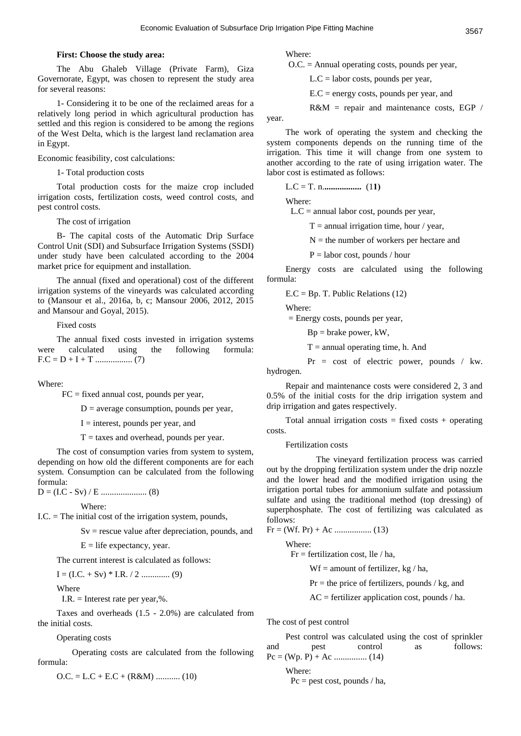**First: Choose the study area:**

The Abu Ghaleb Village (Private Farm), Giza Governorate, Egypt, was chosen to represent the study area for several reasons:

1- Considering it to be one of the reclaimed areas for a relatively long period in which agricultural production has settled and this region is considered to be among the regions of the West Delta, which is the largest land reclamation area in Egypt.

Economic feasibility, cost calculations:

1- Total production costs

Total production costs for the maize crop included irrigation costs, fertilization costs, weed control costs, and pest control costs.

The cost of irrigation

B- The capital costs of the Automatic Drip Surface Control Unit (SDI) and Subsurface Irrigation Systems (SSDI) under study have been calculated according to the 2004 market price for equipment and installation.

The annual (fixed and operational) cost of the different irrigation systems of the vineyards was calculated according to (Mansour et al., 2016a, b, c; Mansour 2006, 2012, 2015 and Mansour and Goyal, 2015).

Fixed costs

The annual fixed costs invested in irrigation systems were calculated using the following formula: $F.C = D + I + T$ ................. (7)

Where:

FC = fixed annual cost, pounds per year,

D = average consumption, pounds per year,

I = interest, pounds per year, and

T = taxes and overhead, pounds per year.

The cost of consumption varies from system to system, depending on how old the different components are for each system. Consumption can be calculated from the following formula:

$D = (I.C - Sv) / E$ ..................... (8)

Where:

I.C. = The initial cost of the irrigation system, pounds,

Sv = rescue value after depreciation, pounds, and

E = life expectancy, year.

The current interest is calculated as follows:

$I = (I.C. + Sv) * I.R. / 2$ ............. (9)

Where

I.R. = Interest rate per year,%.

Taxes and overheads (1.5 - 2.0%) are calculated from the initial costs.

Operating costs

Operating costs are calculated from the following formula:

$O.C. = L.C + E.C + (R\&M)$ ........... (10)

Where:

O.C. = Annual operating costs, pounds per year,

L.C = labor costs, pounds per year,

E.C = energy costs, pounds per year, and

R&M = repair and maintenance costs, EGP / year.

The work of operating the system and checking the system components depends on the running time of the irrigation. This time it will change from one system to another according to the rate of using irrigation water. The labor cost is estimated as follows:

$L.C = T.\ n$.................. (1**1)**

Where:

L.C = annual labor cost, pounds per year,

T = annual irrigation time, hour / year,

N = the number of workers per hectare and

P = labor cost, pounds / hour

Energy costs are calculated using the following formula:

$E.C = Bp.\ T.$ Public Relations (12)

Where:

= Energy costs, pounds per year,

Bp = brake power, kW,

T = annual operating time, h. And

Pr = cost of electric power, pounds / kw. hydrogen.

Repair and maintenance costs were considered 2, 3 and 0.5% of the initial costs for the drip irrigation system and drip irrigation and gates respectively.

Total annual irrigation costs = fixed costs + operating costs.

Fertilization costs

The vineyard fertilization process was carried out by the dropping fertilization system under the drip nozzle and the lower head and the modified irrigation using the irrigation portal tubes for ammonium sulfate and potassium sulfate and using the traditional method (top dressing) of superphosphate. The cost of fertilizing was calculated as follows:

$Fr = (Wf.\ Pr) + Ac$ ................. (13)

Where:

Fr = fertilization cost, lle / ha,

Wf = amount of fertilizer, kg / ha,

Pr = the price of fertilizers, pounds / kg, and

AC = fertilizer application cost, pounds / ha.

The cost of pest control

Pest control was calculated using the cost of sprinkler and pest control as follows: $Pc = (Wp.\ P) + Ac$ ............... (14)

Where:

Pc = pest cost, pounds / ha,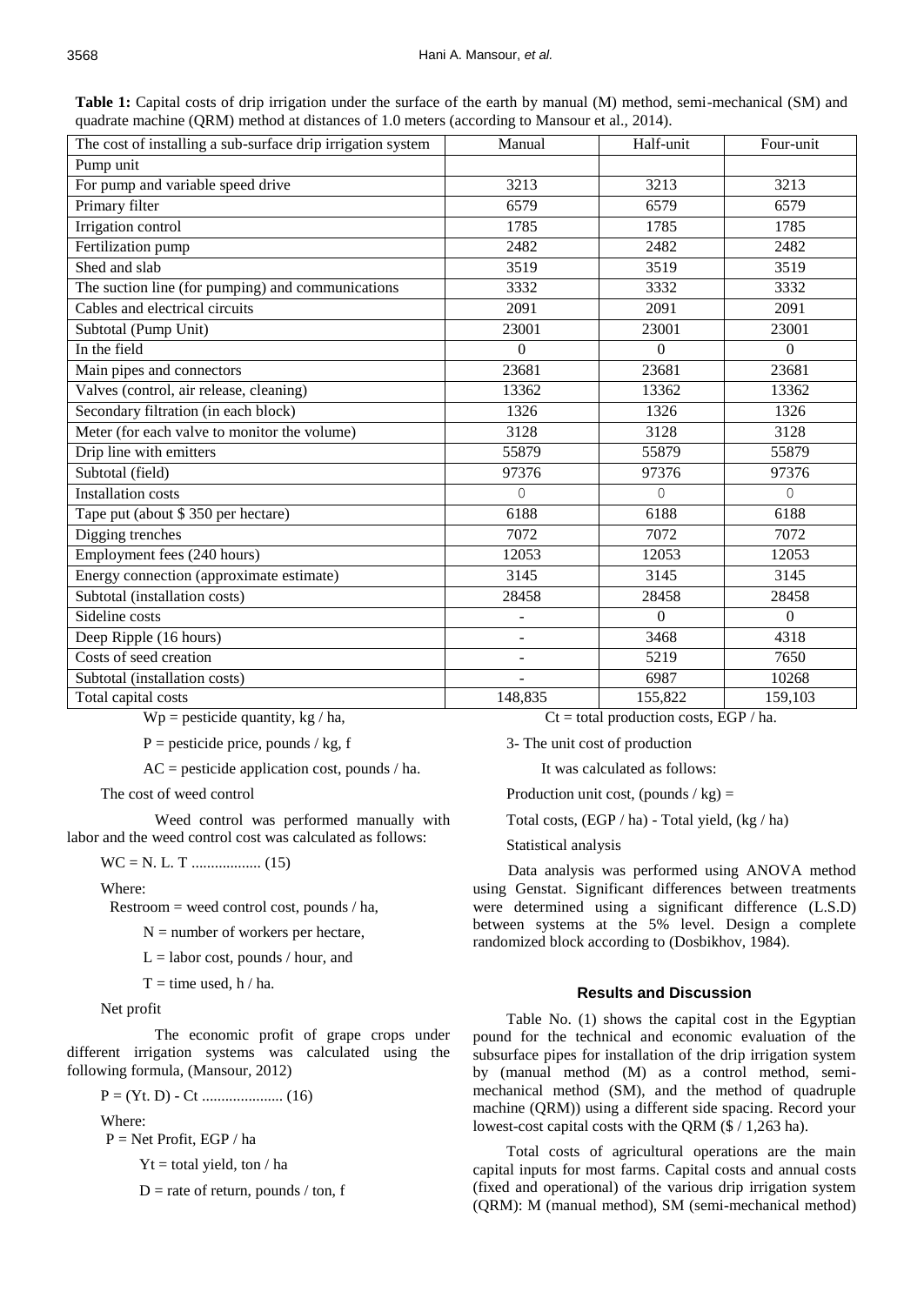**Table 1:** Capital costs of drip irrigation under the surface of the earth by manual (M) method, semi-mechanical (SM) and quadrate machine (QRM) method at distances of 1.0 meters (according to Mansour et al., 2014).

| The cost of installing a sub-surface drip irrigation system | Manual | Half-unit | Four-unit |
|---|---|---|---|
| Pump unit | | | |
| For pump and variable speed drive | 3213 | 3213 | 3213 |
| Primary filter | 6579 | 6579 | 6579 |
| Irrigation control | 1785 | 1785 | 1785 |
| Fertilization pump | 2482 | 2482 | 2482 |
| Shed and slab | 3519 | 3519 | 3519 |
| The suction line (for pumping) and communications | 3332 | 3332 | 3332 |
| Cables and electrical circuits | 2091 | 2091 | 2091 |
| Subtotal (Pump Unit) | 23001 | 23001 | 23001 |
| In the field | 0 | 0 | 0 |
| Main pipes and connectors | 23681 | 23681 | 23681 |
| Valves (control, air release, cleaning) | 13362 | 13362 | 13362 |
| Secondary filtration (in each block) | 1326 | 1326 | 1326 |
| Meter (for each valve to monitor the volume) | 3128 | 3128 | 3128 |
| Drip line with emitters | 55879 | 55879 | 55879 |
| Subtotal (field) | 97376 | 97376 | 97376 |
| Installation costs | 0 | 0 | 0 |
| Tape put (about $ 350 per hectare) | 6188 | 6188 | 6188 |
| Digging trenches | 7072 | 7072 | 7072 |
| Employment fees (240 hours) | 12053 | 12053 | 12053 |
| Energy connection (approximate estimate) | 3145 | 3145 | 3145 |
| Subtotal (installation costs) | 28458 | 28458 | 28458 |
| Sideline costs | - | 0 | 0 |
| Deep Ripple (16 hours) | - | 3468 | 4318 |
| Costs of seed creation | - | 5219 | 7650 |
| Subtotal (installation costs) | - | 6987 | 10268 |
| Total capital costs | 148,835 | 155,822 | 159,103 |

$W_p$ = pesticide quantity, kg / ha,

P = pesticide price, pounds / kg, f

AC = pesticide application cost, pounds / ha.

The cost of weed control

Weed control was performed manually with labor and the weed control cost was calculated as follows:

$$WC = N.\ L.\ T \quad (15)$$

Where:

Restroom = weed control cost, pounds / ha,

N = number of workers per hectare,

L = labor cost, pounds / hour, and

T = time used, h / ha.

Net profit

The economic profit of grape crops under different irrigation systems was calculated using the following formula, (Mansour, 2012)

$$P = (Y_t.\ D) - C_t \quad (16)$$

Where:

P = Net Profit, EGP / ha

$Y_t$ = total yield, ton / ha

D = rate of return, pounds / ton, f

$C_t$ = total production costs, EGP / ha.

3- The unit cost of production

It was calculated as follows:

Production unit cost, (pounds / kg) =

Total costs, (EGP / ha) - Total yield, (kg / ha)

Statistical analysis

Data analysis was performed using ANOVA method using Genstat. Significant differences between treatments were determined using a significant difference (L.S.D) between systems at the 5% level. Design a complete randomized block according to (Dosbikhov, 1984).

## Results and Discussion

Table No. (1) shows the capital cost in the Egyptian pound for the technical and economic evaluation of the subsurface pipes for installation of the drip irrigation system by (manual method (M) as a control method, semi-mechanical method (SM), and the method of quadruple machine (QRM)) using a different side spacing. Record your lowest-cost capital costs with the QRM ($ / 1,263 ha).

Total costs of agricultural operations are the main capital inputs for most farms. Capital costs and annual costs (fixed and operational) of the various drip irrigation system (QRM): M (manual method), SM (semi-mechanical method)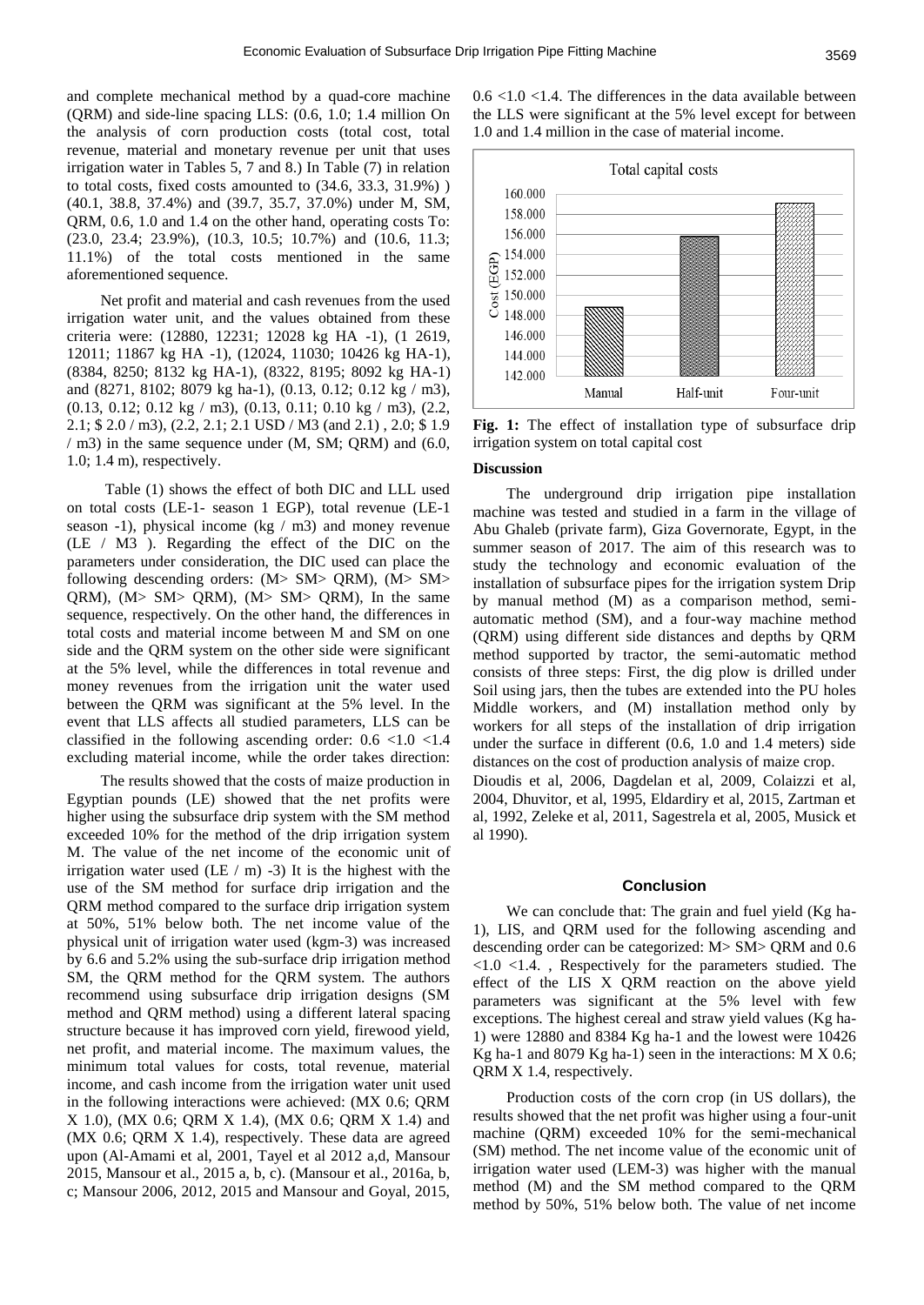and complete mechanical method by a quad-core machine (QRM) and side-line spacing LLS: (0.6, 1.0; 1.4 million On the analysis of corn production costs (total cost, total revenue, material and monetary revenue per unit that uses irrigation water in Tables 5, 7 and 8.) In Table (7) in relation to total costs, fixed costs amounted to (34.6, 33.3, 31.9%) ) (40.1, 38.8, 37.4%) and (39.7, 35.7, 37.0%) under M, SM, QRM, 0.6, 1.0 and 1.4 on the other hand, operating costs To: (23.0, 23.4; 23.9%), (10.3, 10.5; 10.7%) and (10.6, 11.3; 11.1%) of the total costs mentioned in the same aforementioned sequence.

Net profit and material and cash revenues from the used irrigation water unit, and the values obtained from these criteria were: (12880, 12231; 12028 kg HA -1), (1 2619, 12011; 11867 kg HA -1), (12024, 11030; 10426 kg HA-1), (8384, 8250; 8132 kg HA-1), (8322, 8195; 8092 kg HA-1) and (8271, 8102; 8079 kg ha-1), (0.13, 0.12; 0.12 kg / m3), (0.13, 0.12; 0.12 kg / m3), (0.13, 0.11; 0.10 kg / m3), (2.2, 2.1; $ 2.0 / m3), (2.2, 2.1; 2.1 USD / M3 (and 2.1) , 2.0; $ 1.9 / m3) in the same sequence under (M, SM; QRM) and (6.0, 1.0; 1.4 m), respectively.

Table (1) shows the effect of both DIC and LLL used on total costs (LE-1- season 1 EGP), total revenue (LE-1 season -1), physical income (kg / m3) and money revenue (LE / M3 ). Regarding the effect of the DIC on the parameters under consideration, the DIC used can place the following descending orders: (M> SM> QRM), (M> SM> QRM), (M> SM> QRM), (M> SM> QRM), In the same sequence, respectively. On the other hand, the differences in total costs and material income between M and SM on one side and the QRM system on the other side were significant at the 5% level, while the differences in total revenue and money revenues from the irrigation unit the water used between the QRM was significant at the 5% level. In the event that LLS affects all studied parameters, LLS can be classified in the following ascending order: 0.6 <1.0 <1.4 excluding material income, while the order takes direction:

The results showed that the costs of maize production in Egyptian pounds (LE) showed that the net profits were higher using the subsurface drip system with the SM method exceeded 10% for the method of the drip irrigation system M. The value of the net income of the economic unit of irrigation water used (LE / m) -3) It is the highest with the use of the SM method for surface drip irrigation and the QRM method compared to the surface drip irrigation system at 50%, 51% below both. The net income value of the physical unit of irrigation water used (kgm-3) was increased by 6.6 and 5.2% using the sub-surface drip irrigation method SM, the QRM method for the QRM system. The authors recommend using subsurface drip irrigation designs (SM method and QRM method) using a different lateral spacing structure because it has improved corn yield, firewood yield, net profit, and material income. The maximum values, the minimum total values for costs, total revenue, material income, and cash income from the irrigation water unit used in the following interactions were achieved: (MX 0.6; QRM X 1.0), (MX 0.6; QRM X 1.4), (MX 0.6; QRM X 1.4) and (MX 0.6; QRM X 1.4), respectively. These data are agreed upon (Al-Amami et al, 2001, Tayel et al 2012 a,d, Mansour 2015, Mansour et al., 2015 a, b, c). (Mansour et al., 2016a, b, c; Mansour 2006, 2012, 2015 and Mansour and Goyal, 2015, 0.6 <1.0 <1.4. The differences in the data available between the LLS were significant at the 5% level except for between 1.0 and 1.4 million in the case of material income.

**Fig. 1:** The effect of installation type of subsurface drip irrigation system on total capital cost

### Discussion

The underground drip irrigation pipe installation machine was tested and studied in a farm in the village of Abu Ghaleb (private farm), Giza Governorate, Egypt, in the summer season of 2017. The aim of this research was to study the technology and economic evaluation of the installation of subsurface pipes for the irrigation system Drip by manual method (M) as a comparison method, semi-automatic method (SM), and a four-way machine method (QRM) using different side distances and depths by QRM method supported by tractor, the semi-automatic method consists of three steps: First, the dig plow is drilled under Soil using jars, then the tubes are extended into the PU holes Middle workers, and (M) installation method only by workers for all steps of the installation of drip irrigation under the surface in different (0.6, 1.0 and 1.4 meters) side distances on the cost of production analysis of maize crop.

Dioudis et al, 2006, Dagdelan et al, 2009, Colaizzi et al, 2004, Dhuvitor, et al, 1995, Eldardiry et al, 2015, Zartman et al, 1992, Zeleke et al, 2011, Sagestrela et al, 2005, Musick et al 1990).

### Conclusion

We can conclude that: The grain and fuel yield (Kg ha-1), LIS, and QRM used for the following ascending and descending order can be categorized: M> SM> QRM and 0.6 <1.0 <1.4. , Respectively for the parameters studied. The effect of the LIS X QRM reaction on the above yield parameters was significant at the 5% level with few exceptions. The highest cereal and straw yield values (Kg ha-1) were 12880 and 8384 Kg ha-1 and the lowest were 10426 Kg ha-1 and 8079 Kg ha-1) seen in the interactions: M X 0.6; QRM X 1.4, respectively.

Production costs of the corn crop (in US dollars), the results showed that the net profit was higher using a four-unit machine (QRM) exceeded 10% for the semi-mechanical (SM) method. The net income value of the economic unit of irrigation water used (LEM-3) was higher with the manual method (M) and the SM method compared to the QRM method by 50%, 51% below both. The value of net income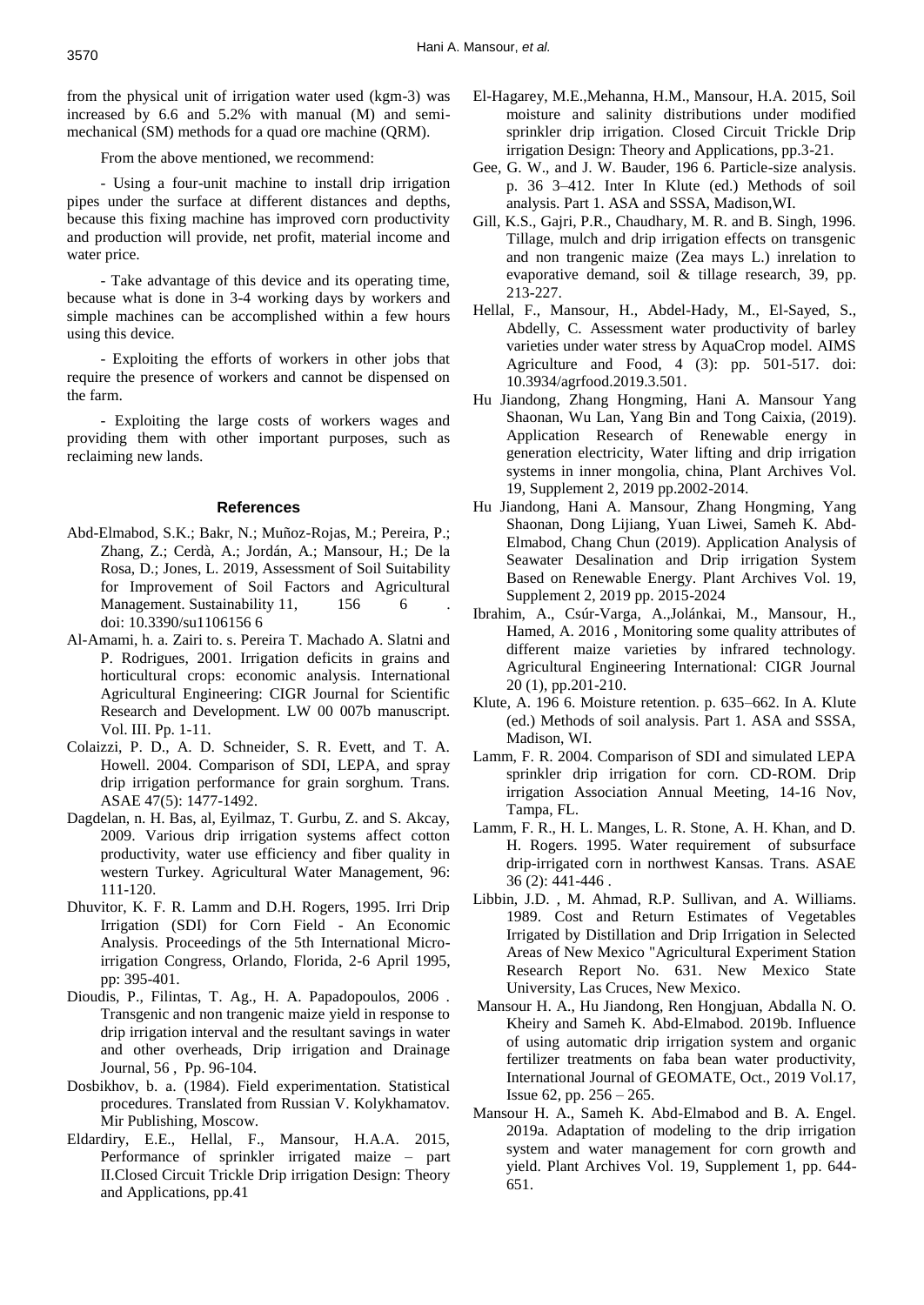from the physical unit of irrigation water used (kgm-3) was increased by 6.6 and 5.2% with manual (M) and semi-mechanical (SM) methods for a quad ore machine (QRM).

From the above mentioned, we recommend:

- Using a four-unit machine to install drip irrigation pipes under the surface at different distances and depths, because this fixing machine has improved corn productivity and production will provide, net profit, material income and water price.

- Take advantage of this device and its operating time, because what is done in 3-4 working days by workers and simple machines can be accomplished within a few hours using this device.

- Exploiting the efforts of workers in other jobs that require the presence of workers and cannot be dispensed on the farm.

- Exploiting the large costs of workers wages and providing them with other important purposes, such as reclaiming new lands.

## References

Abd-Elmabod, S.K.; Bakr, N.; Muñoz-Rojas, M.; Pereira, P.; Zhang, Z.; Cerdà, A.; Jordán, A.; Mansour, H.; De la Rosa, D.; Jones, L. 2019, Assessment of Soil Suitability for Improvement of Soil Factors and Agricultural Management. Sustainability 11, 156 6 . doi: 10.3390/su1106156 6

Al-Amami, h. a. Zairi to. s. Pereira T. Machado A. Slatni and P. Rodrigues, 2001. Irrigation deficits in grains and horticultural crops: economic analysis. International Agricultural Engineering: CIGR Journal for Scientific Research and Development. LW 00 007b manuscript. Vol. III. Pp. 1-11.

Colaizzi, P. D., A. D. Schneider, S. R. Evett, and T. A. Howell. 2004. Comparison of SDI, LEPA, and spray drip irrigation performance for grain sorghum. Trans. ASAE 47(5): 1477-1492.

Dagdelan, n. H. Bas, al, Eyilmaz, T. Gurbu, Z. and S. Akcay, 2009. Various drip irrigation systems affect cotton productivity, water use efficiency and fiber quality in western Turkey. Agricultural Water Management, 96: 111-120.

Dhuvitor, K. F. R. Lamm and D.H. Rogers, 1995. Irri Drip Irrigation (SDI) for Corn Field - An Economic Analysis. Proceedings of the 5th International Micro-irrigation Congress, Orlando, Florida, 2-6 April 1995, pp: 395-401.

Dioudis, P., Filintas, T. Ag., H. A. Papadopoulos, 2006 . Transgenic and non trangenic maize yield in response to drip irrigation interval and the resultant savings in water and other overheads, Drip irrigation and Drainage Journal, 56 , Pp. 96-104.

Dosbikhov, b. a. (1984). Field experimentation. Statistical procedures. Translated from Russian V. Kolykhamatov. Mir Publishing, Moscow.

Eldardiry, E.E., Hellal, F., Mansour, H.A.A. 2015, Performance of sprinkler irrigated maize – part II.Closed Circuit Trickle Drip irrigation Design: Theory and Applications, pp.41

El-Hagarey, M.E.,Mehanna, H.M., Mansour, H.A. 2015, Soil moisture and salinity distributions under modified sprinkler drip irrigation. Closed Circuit Trickle Drip irrigation Design: Theory and Applications, pp.3-21.

Gee, G. W., and J. W. Bauder, 196 6. Particle-size analysis. p. 36 3–412. Inter In Klute (ed.) Methods of soil analysis. Part 1. ASA and SSSA, Madison,WI.

Gill, K.S., Gajri, P.R., Chaudhary, M. R. and B. Singh, 1996. Tillage, mulch and drip irrigation effects on transgenic and non trangenic maize (Zea mays L.) inrelation to evaporative demand, soil & tillage research, 39, pp. 213-227.

Hellal, F., Mansour, H., Abdel-Hady, M., El-Sayed, S., Abdelly, C. Assessment water productivity of barley varieties under water stress by AquaCrop model. AIMS Agriculture and Food, 4 (3): pp. 501-517. doi: 10.3934/agrfood.2019.3.501.

Hu Jiandong, Zhang Hongming, Hani A. Mansour Yang Shaonan, Wu Lan, Yang Bin and Tong Caixia, (2019). Application Research of Renewable energy in generation electricity, Water lifting and drip irrigation systems in inner mongolia, china, Plant Archives Vol. 19, Supplement 2, 2019 pp.2002-2014.

Hu Jiandong, Hani A. Mansour, Zhang Hongming, Yang Shaonan, Dong Lijiang, Yuan Liwei, Sameh K. Abd-Elmabod, Chang Chun (2019). Application Analysis of Seawater Desalination and Drip irrigation System Based on Renewable Energy. Plant Archives Vol. 19, Supplement 2, 2019 pp. 2015-2024

Ibrahim, A., Csúr-Varga, A.,Jolánkai, M., Mansour, H., Hamed, A. 2016 , Monitoring some quality attributes of different maize varieties by infrared technology. Agricultural Engineering International: CIGR Journal 20 (1), pp.201-210.

Klute, A. 196 6. Moisture retention. p. 635–662. In A. Klute (ed.) Methods of soil analysis. Part 1. ASA and SSSA, Madison, WI.

Lamm, F. R. 2004. Comparison of SDI and simulated LEPA sprinkler drip irrigation for corn. CD-ROM. Drip irrigation Association Annual Meeting, 14-16 Nov, Tampa, FL.

Lamm, F. R., H. L. Manges, L. R. Stone, A. H. Khan, and D. H. Rogers. 1995. Water requirement of subsurface drip-irrigated corn in northwest Kansas. Trans. ASAE 36 (2): 441-446 .

Libbin, J.D. , M. Ahmad, R.P. Sullivan, and A. Williams. 1989. Cost and Return Estimates of Vegetables Irrigated by Distillation and Drip Irrigation in Selected Areas of New Mexico "Agricultural Experiment Station Research Report No. 631. New Mexico State University, Las Cruces, New Mexico.

Mansour H. A., Hu Jiandong, Ren Hongjuan, Abdalla N. O. Kheiry and Sameh K. Abd-Elmabod. 2019b. Influence of using automatic drip irrigation system and organic fertilizer treatments on faba bean water productivity, International Journal of GEOMATE, Oct., 2019 Vol.17, Issue 62, pp. 256 – 265.

Mansour H. A., Sameh K. Abd-Elmabod and B. A. Engel. 2019a. Adaptation of modeling to the drip irrigation system and water management for corn growth and yield. Plant Archives Vol. 19, Supplement 1, pp. 644-651.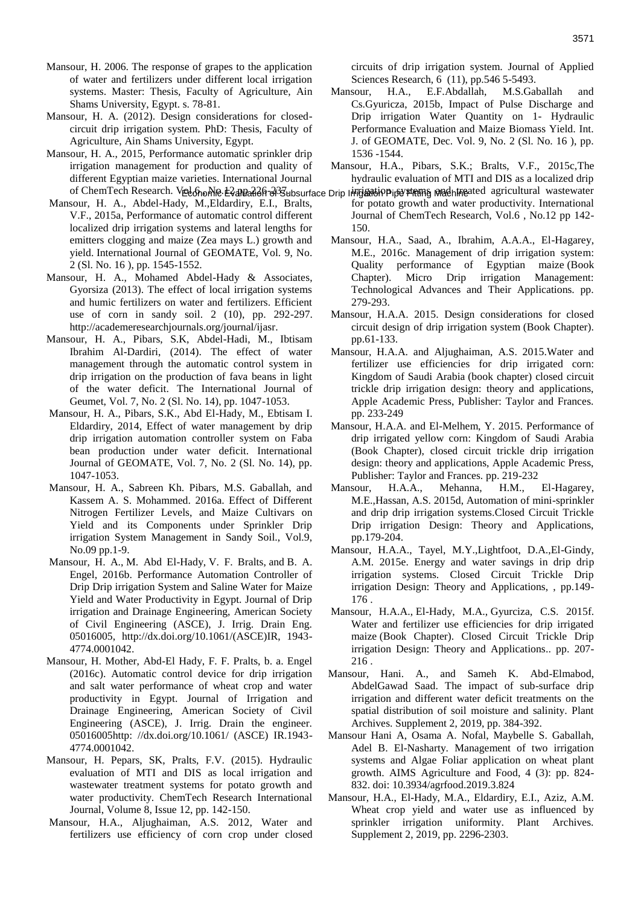Mansour, H. 2006. The response of grapes to the application of water and fertilizers under different local irrigation systems. Master: Thesis, Faculty of Agriculture, Ain Shams University, Egypt. s. 78-81.

Mansour, H. A. (2012). Design considerations for closed-circuit drip irrigation system. PhD: Thesis, Faculty of Agriculture, Ain Shams University, Egypt.

Mansour, H. A., 2015, Performance automatic sprinkler drip irrigation management for production and quality of different Egyptian maize varieties. International Journal of ChemTech Research. Vol.6, No.12 pp.226-237.

Mansour, H. A., Abdel-Hady, M.,Eldardiry, E.I., Bralts, V.F., 2015a, Performance of automatic control different localized drip irrigation systems and lateral lengths for emitters clogging and maize (Zea mays L.) growth and yield. International Journal of GEOMATE, Vol. 9, No. 2 (Sl. No. 16 ), pp. 1545-1552.

Mansour, H. A., Mohamed Abdel-Hady & Associates, Gyorsiza (2013). The effect of local irrigation systems and humic fertilizers on water and fertilizers. Efficient use of corn in sandy soil. 2 (10), pp. 292-297. http://academeresearchjournals.org/journal/ijasr.

Mansour, H. A., Pibars, S.K, Abdel-Hadi, M., Ibtisam Ibrahim Al-Dardiri, (2014). The effect of water management through the automatic control system in drip irrigation on the production of fava beans in light of the water deficit. The International Journal of Geumet, Vol. 7, No. 2 (Sl. No. 14), pp. 1047-1053.

Mansour, H. A., Pibars, S.K., Abd El-Hady, M., Ebtisam I. Eldardiry, 2014, Effect of water management by drip drip irrigation automation controller system on Faba bean production under water deficit. International Journal of GEOMATE, Vol. 7, No. 2 (Sl. No. 14), pp. 1047-1053.

Mansour, H. A., Sabreen Kh. Pibars, M.S. Gaballah, and Kassem A. S. Mohammed. 2016a. Effect of Different Nitrogen Fertilizer Levels, and Maize Cultivars on Yield and its Components under Sprinkler Drip irrigation System Management in Sandy Soil., Vol.9, No.09 pp.1-9.

Mansour, H. A., M. Abd El-Hady, V. F. Bralts, and B. A. Engel, 2016b. Performance Automation Controller of Drip Drip irrigation System and Saline Water for Maize Yield and Water Productivity in Egypt. Journal of Drip irrigation and Drainage Engineering, American Society of Civil Engineering (ASCE), J. Irrig. Drain Eng. 05016005, http://dx.doi.org/10.1061/(ASCE)IR, 1943-4774.0001042.

Mansour, H. Mother, Abd-El Hady, F. F. Pralts, b. a. Engel (2016c). Automatic control device for drip irrigation and salt water performance of wheat crop and water productivity in Egypt. Journal of Irrigation and Drainage Engineering, American Society of Civil Engineering (ASCE), J. Irrig. Drain the engineer. 05016005http: //dx.doi.org/10.1061/ (ASCE) IR.1943-4774.0001042.

Mansour, H. Pepars, SK, Pralts, F.V. (2015). Hydraulic evaluation of MTI and DIS as local irrigation and wastewater treatment systems for potato growth and water productivity. ChemTech Research International Journal, Volume 8, Issue 12, pp. 142-150.

Mansour, H.A., Aljughaiman, A.S. 2012, Water and fertilizers use efficiency of corn crop under closed circuits of drip irrigation system. Journal of Applied Sciences Research, 6 (11), pp.546 5-5493.

Mansour, H.A., E.F.Abdallah, M.S.Gaballah and Cs.Gyuricza, 2015b, Impact of Pulse Discharge and Drip irrigation Water Quantity on 1- Hydraulic Performance Evaluation and Maize Biomass Yield. Int. J. of GEOMATE, Dec. Vol. 9, No. 2 (Sl. No. 16 ), pp. 1536 -1544.

Mansour, H.A., Pibars, S.K.; Bralts, V.F., 2015c,The hydraulic evaluation of MTI and DIS as a localized drip irrigation systems and treated agricultural wastewater for potato growth and water productivity. International Journal of ChemTech Research, Vol.6 , No.12 pp 142-150.

Mansour, H.A., Saad, A., Ibrahim, A.A.A., El-Hagarey, M.E., 2016c. Management of drip irrigation system: Quality performance of Egyptian maize (Book Chapter). Micro Drip irrigation Management: Technological Advances and Their Applications. pp. 279-293.

Mansour, H.A.A. 2015. Design considerations for closed circuit design of drip irrigation system (Book Chapter). pp.61-133.

Mansour, H.A.A. and Aljughaiman, A.S. 2015.Water and fertilizer use efficiencies for drip irrigated corn: Kingdom of Saudi Arabia (book chapter) closed circuit trickle drip irrigation design: theory and applications, Apple Academic Press, Publisher: Taylor and Frances. pp. 233-249

Mansour, H.A.A. and El-Melhem, Y. 2015. Performance of drip irrigated yellow corn: Kingdom of Saudi Arabia (Book Chapter), closed circuit trickle drip irrigation design: theory and applications, Apple Academic Press, Publisher: Taylor and Frances. pp. 219-232

Mansour, H.A.A., Mehanna, H.M., El-Hagarey, M.E.,Hassan, A.S. 2015d, Automation of mini-sprinkler and drip drip irrigation systems.Closed Circuit Trickle Drip irrigation Design: Theory and Applications, pp.179-204.

Mansour, H.A.A., Tayel, M.Y.,Lightfoot, D.A.,El-Gindy, A.M. 2015e. Energy and water savings in drip drip irrigation systems. Closed Circuit Trickle Drip irrigation Design: Theory and Applications, , pp.149-176 .

Mansour, H.A.A., El-Hady, M.A., Gyurciza, C.S. 2015f. Water and fertilizer use efficiencies for drip irrigated maize (Book Chapter). Closed Circuit Trickle Drip irrigation Design: Theory and Applications.. pp. 207-216 .

Mansour, Hani. A., and Sameh K. Abd-Elmabod, AbdelGawad Saad. The impact of sub-surface drip irrigation and different water deficit treatments on the spatial distribution of soil moisture and salinity. Plant Archives. Supplement 2, 2019, pp. 384-392.

Mansour Hani A, Osama A. Nofal, Maybelle S. Gaballah, Adel B. El-Nasharty. Management of two irrigation systems and Algae Foliar application on wheat plant growth. AIMS Agriculture and Food, 4 (3): pp. 824-832. doi: 10.3934/agrfood.2019.3.824

Mansour, H.A., El-Hady, M.A., Eldardiry, E.I., Aziz, A.M. Wheat crop yield and water use as influenced by sprinkler irrigation uniformity. Plant Archives. Supplement 2, 2019, pp. 2296-2303.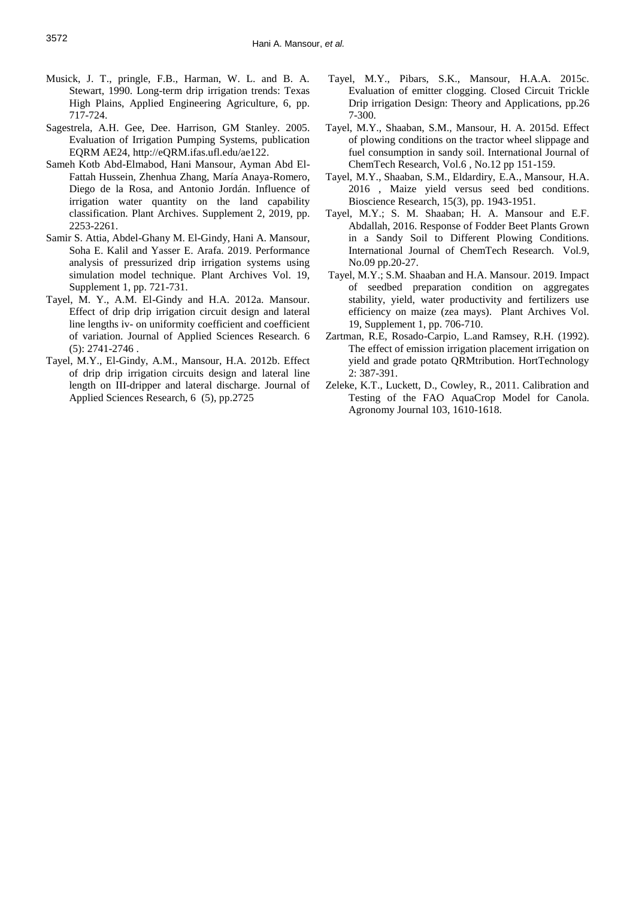Musick, J. T., pringle, F.B., Harman, W. L. and B. A. Stewart, 1990. Long-term drip irrigation trends: Texas High Plains, Applied Engineering Agriculture, 6, pp. 717-724.

Sagestrela, A.H. Gee, Dee. Harrison, GM Stanley. 2005. Evaluation of Irrigation Pumping Systems, publication EQRM AE24, http://eQRM.ifas.ufl.edu/ae122.

Sameh Kotb Abd-Elmabod, Hani Mansour, Ayman Abd El-Fattah Hussein, Zhenhua Zhang, María Anaya-Romero, Diego de la Rosa, and Antonio Jordán. Influence of irrigation water quantity on the land capability classification. Plant Archives. Supplement 2, 2019, pp. 2253-2261.

Samir S. Attia, Abdel-Ghany M. El-Gindy, Hani A. Mansour, Soha E. Kalil and Yasser E. Arafa. 2019. Performance analysis of pressurized drip irrigation systems using simulation model technique. Plant Archives Vol. 19, Supplement 1, pp. 721-731.

Tayel, M. Y., A.M. El-Gindy and H.A. 2012a. Mansour. Effect of drip drip irrigation circuit design and lateral line lengths iv- on uniformity coefficient and coefficient of variation. Journal of Applied Sciences Research. 6 (5): 2741-2746 .

Tayel, M.Y., El-Gindy, A.M., Mansour, H.A. 2012b. Effect of drip drip irrigation circuits design and lateral line length on III-dripper and lateral discharge. Journal of Applied Sciences Research, 6 (5), pp.2725

Tayel, M.Y., Pibars, S.K., Mansour, H.A.A. 2015c. Evaluation of emitter clogging. Closed Circuit Trickle Drip irrigation Design: Theory and Applications, pp.26 7-300.

Tayel, M.Y., Shaaban, S.M., Mansour, H. A. 2015d. Effect of plowing conditions on the tractor wheel slippage and fuel consumption in sandy soil. International Journal of ChemTech Research, Vol.6 , No.12 pp 151-159.

Tayel, M.Y., Shaaban, S.M., Eldardiry, E.A., Mansour, H.A. 2016 , Maize yield versus seed bed conditions. Bioscience Research, 15(3), pp. 1943-1951.

Tayel, M.Y.; S. M. Shaaban; H. A. Mansour and E.F. Abdallah, 2016. Response of Fodder Beet Plants Grown in a Sandy Soil to Different Plowing Conditions. International Journal of ChemTech Research. Vol.9, No.09 pp.20-27.

Tayel, M.Y.; S.M. Shaaban and H.A. Mansour. 2019. Impact of seedbed preparation condition on aggregates stability, yield, water productivity and fertilizers use efficiency on maize (zea mays). Plant Archives Vol. 19, Supplement 1, pp. 706-710.

Zartman, R.E, Rosado-Carpio, L.and Ramsey, R.H. (1992). The effect of emission irrigation placement irrigation on yield and grade potato QRMtribution. HortTechnology 2: 387-391.

Zeleke, K.T., Luckett, D., Cowley, R., 2011. Calibration and Testing of the FAO AquaCrop Model for Canola. Agronomy Journal 103, 1610-1618.